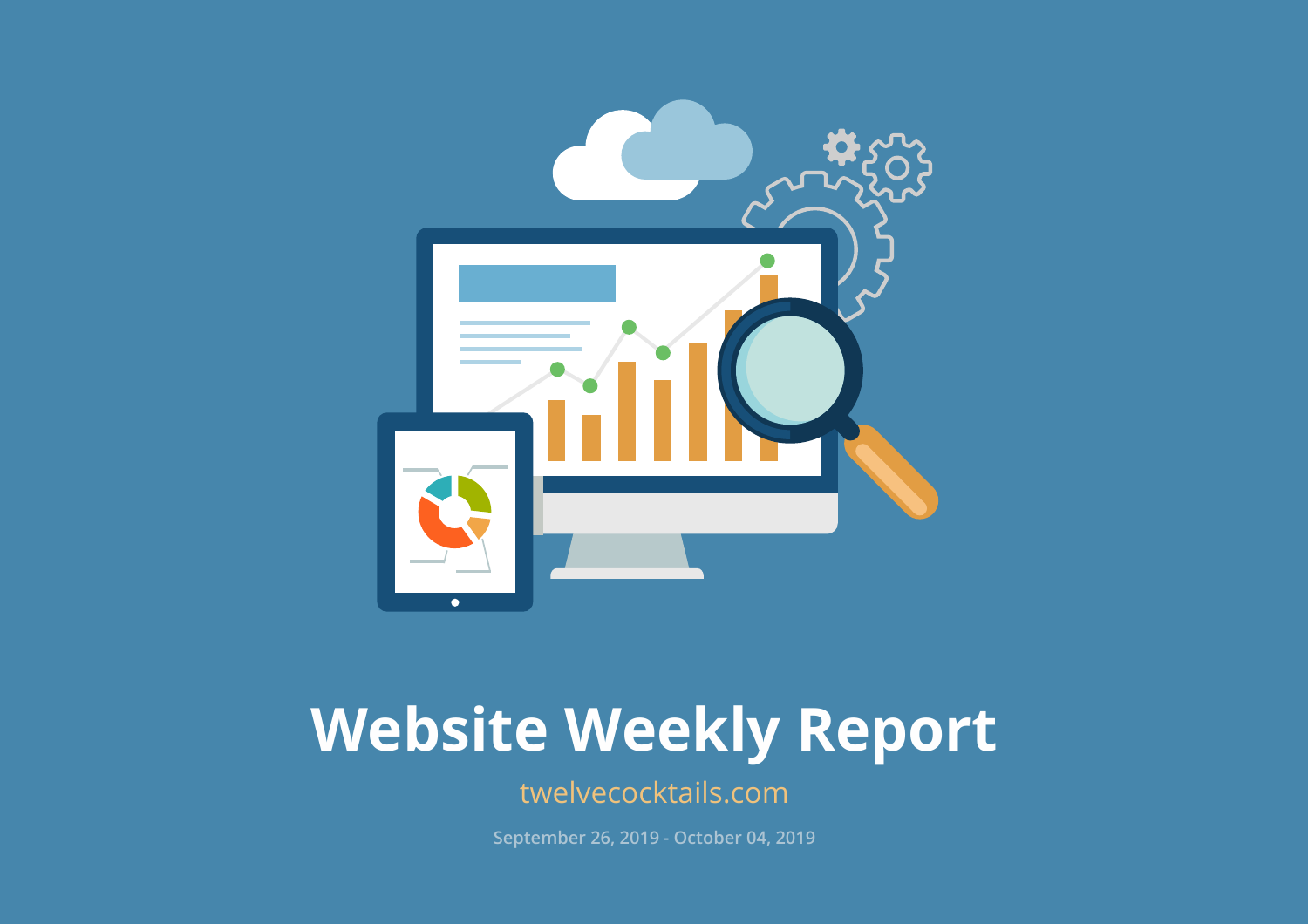# Website Weekly Report

twelvecocktails.com

September 26, 2019 - October 04, 2019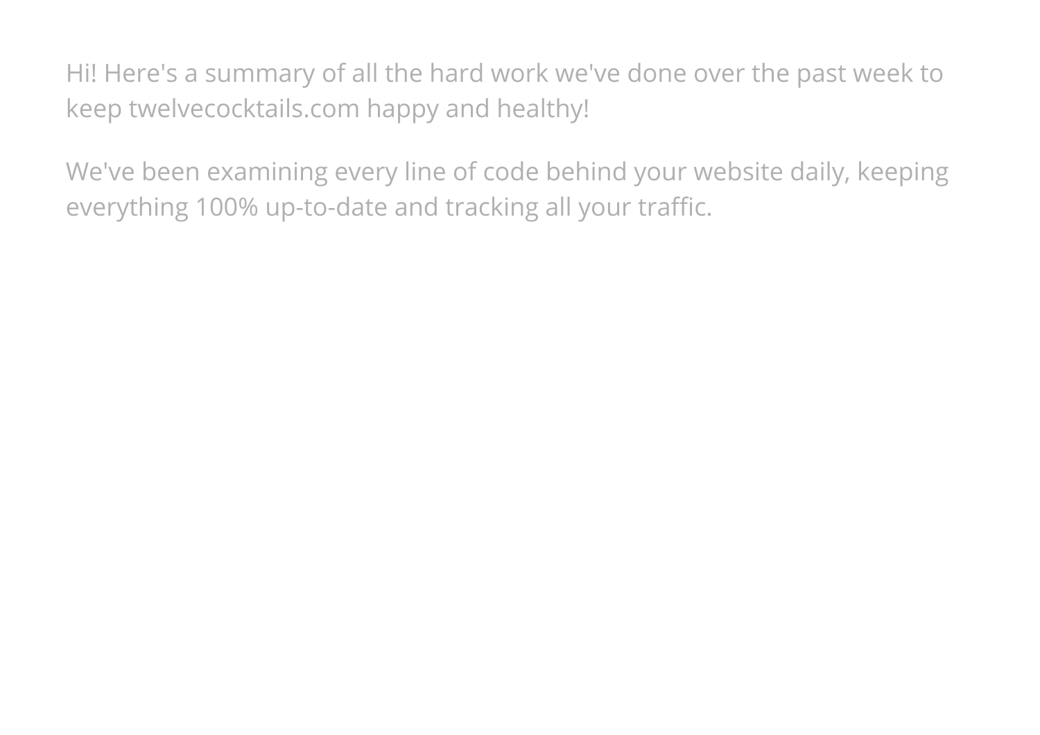Hi! Here's a summary of all the hard work we've done over the past week to keep twelvecocktails.com happy and healthy!

We've been examining every line of code behind your website daily, keeping everything 100% up-to-date and tracking all your traffic.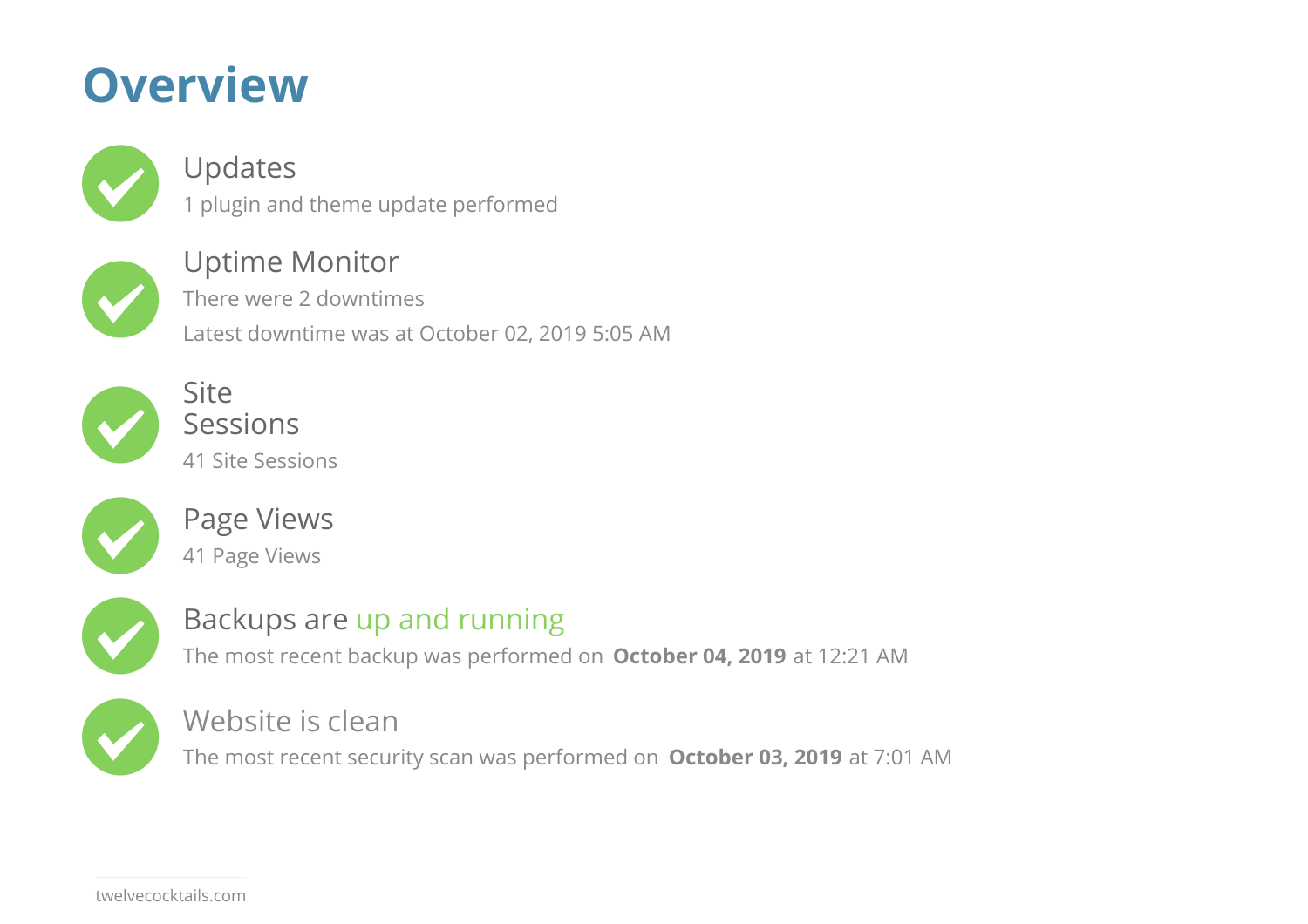# Overview

### Updates

1 plugin and theme update performed

### Uptime Monitor

There were 2 downtimes

Latest downtime was at October 02, 2019 5:05 AM

### Site Sessions

41 Site Sessions

### Page Views

41 Page Views

### Backups are up and running

The most recent backup was performed on **October 04, 2019** at 12:21 AM

### Website is clean

The most recent security scan was performed on **October 03, 2019** at 7:01 AM

twelvecocktails.com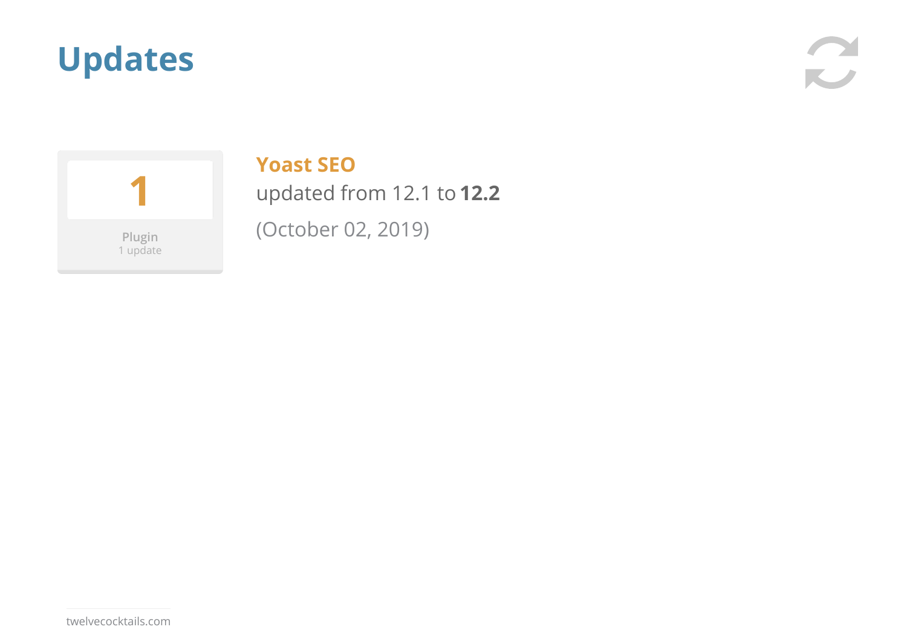# Updates

1

Plugin
1 update

**Yoast SEO**
updated from 12.1 to **12.2**

(October 02, 2019)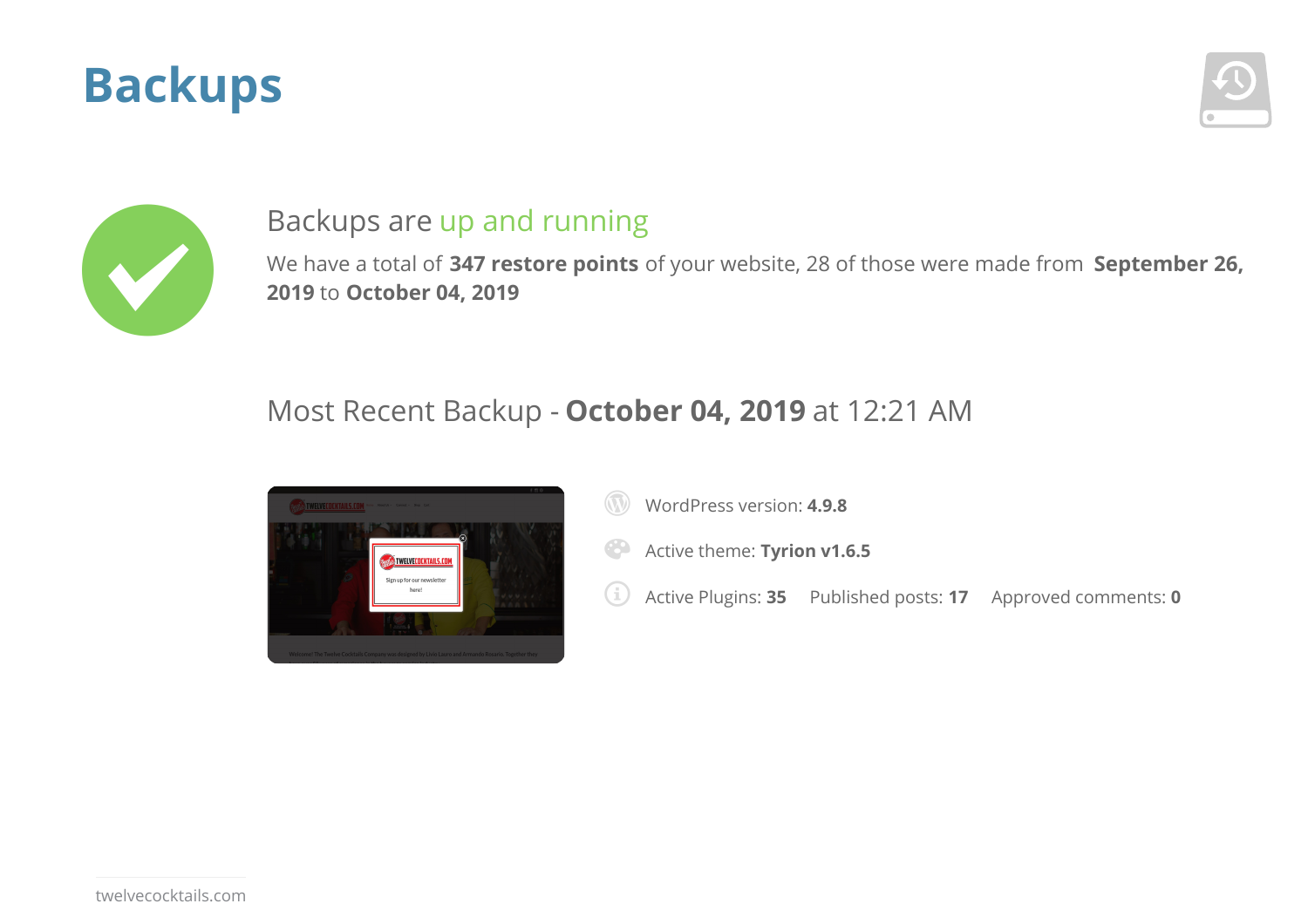# Backups

## Backups are up and running

We have a total of **347 restore points** of your website, 28 of those were made from **September 26, 2019** to **October 04, 2019**

## Most Recent Backup - **October 04, 2019** at 12:21 AM

WordPress version: **4.9.8**

Active theme: **Tyrion v1.6.5**

Active Plugins: **35** Published posts: **17** Approved comments: **0**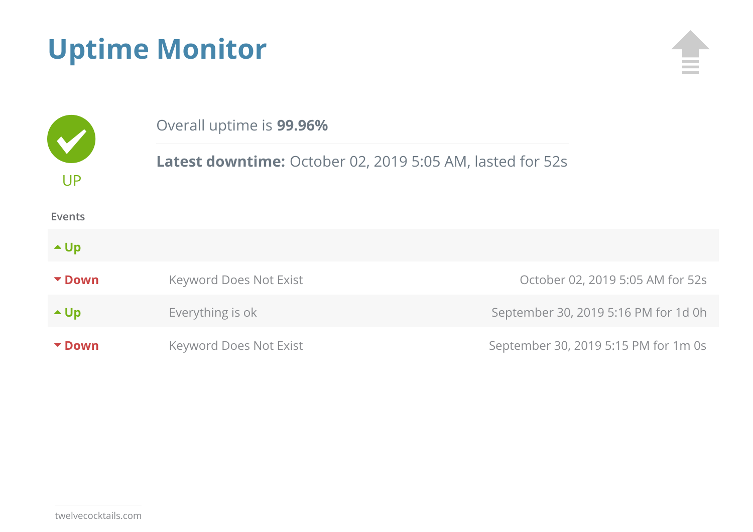# Uptime Monitor

UP

Overall uptime is **99.96%**

**Latest downtime:** October 02, 2019 5:05 AM, lasted for 52s

Events

| | | |
|---|---|---|
| ▲ **Up** | | |
| ▼ **Down** | Keyword Does Not Exist | October 02, 2019 5:05 AM for 52s |
| ▲ **Up** | Everything is ok | September 30, 2019 5:16 PM for 1d 0h |
| ▼ **Down** | Keyword Does Not Exist | September 30, 2019 5:15 PM for 1m 0s |

twelvecocktails.com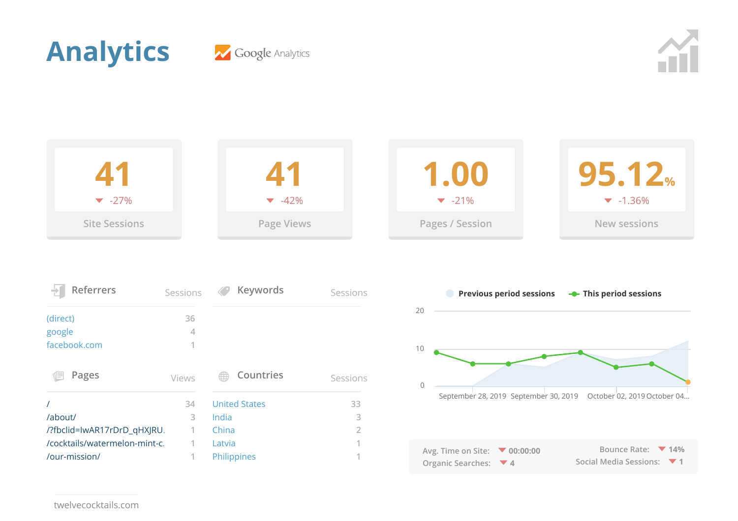# Analytics

Google Analytics

**41**
▼ -27%
Site Sessions

**41**
▼ -42%
Page Views

**1.00**
▼ -21%
Pages / Session

**95.12%**
▼ -1.36%
New sessions

| Referrers | Sessions |
|---|---|
| (direct) | 36 |
| google | 4 |
| facebook.com | 1 |

| Keywords | Sessions |
|---|---|

| Pages | Views |
|---|---|
| / | 34 |
| /about/ | 3 |
| /?fbclid=IwAR17rDrD_qHXJRU. | 1 |
| /cocktails/watermelon-mint-c. | 1 |
| /our-mission/ | 1 |

| Countries | Sessions |
|---|---|
| United States | 33 |
| India | 3 |
| China | 2 |
| Latvia | 1 |
| Philippines | 1 |

Previous period sessions
This period sessions

20
10
0

September 28, 2019
September 30, 2019
October 02, 2019
October 04...

Avg. Time on Site: ▼ 00:00:00
Organic Searches: ▼ 4
Bounce Rate: ▼ 14%
Social Media Sessions: ▼ 1

twelvecocktails.com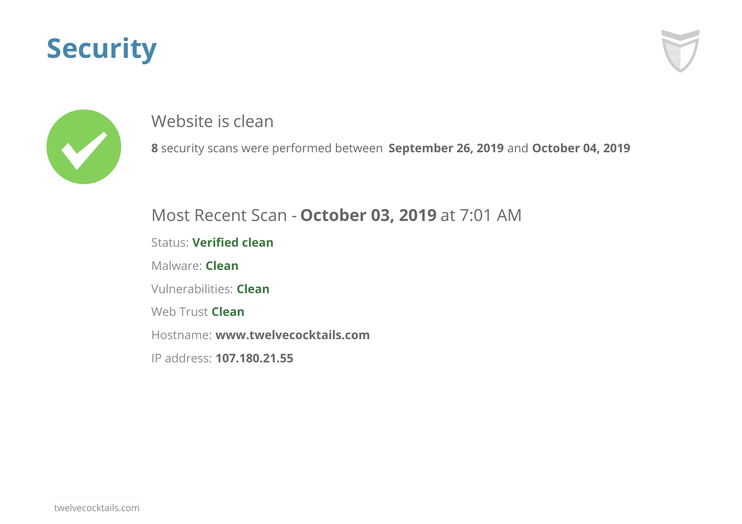# Security

## Website is clean

**8** security scans were performed between **September 26, 2019** and **October 04, 2019**

## Most Recent Scan - **October 03, 2019** at 7:01 AM

Status: **Verified clean**

Malware: **Clean**

Vulnerabilities: **Clean**

Web Trust **Clean**

Hostname: **www.twelvecocktails.com**

IP address: **107.180.21.55**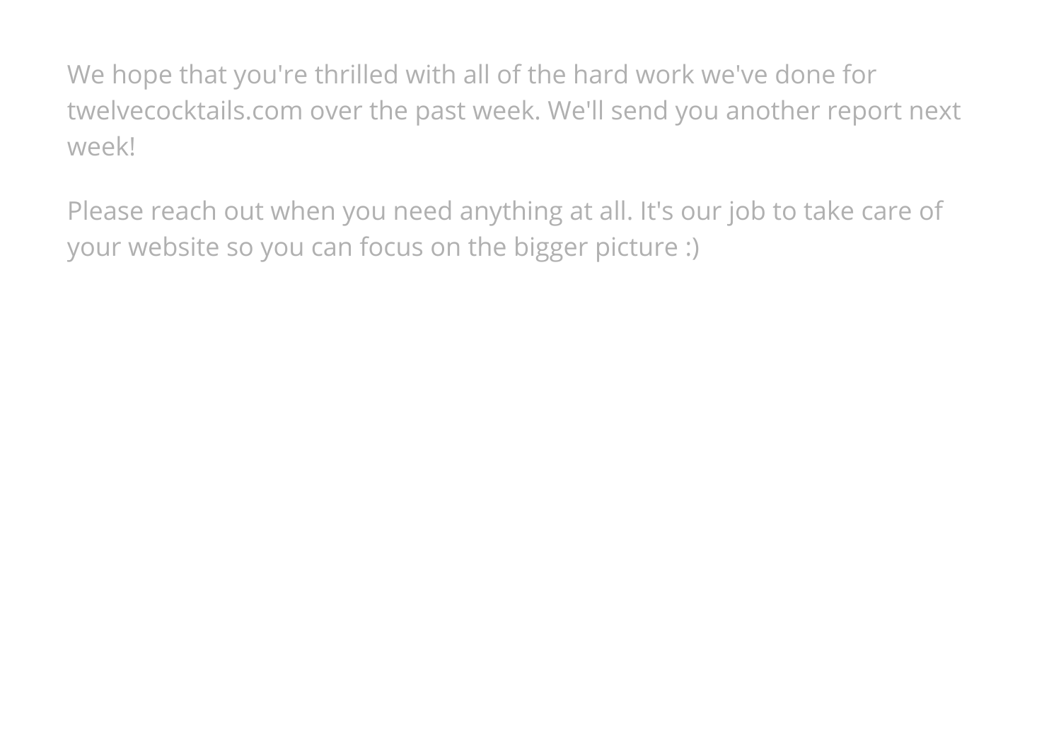We hope that you're thrilled with all of the hard work we've done for twelvecocktails.com over the past week. We'll send you another report next week!

Please reach out when you need anything at all. It's our job to take care of your website so you can focus on the bigger picture :)